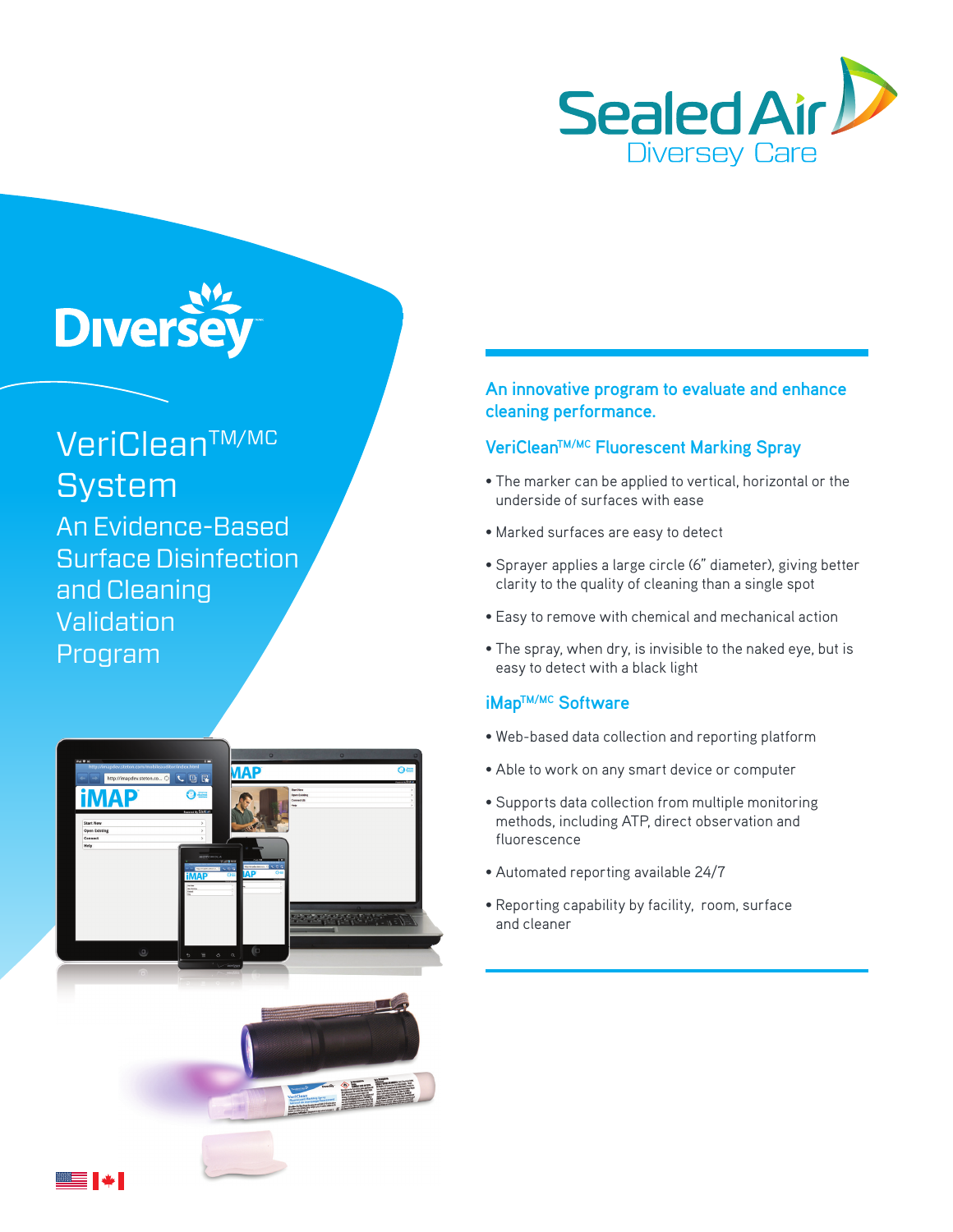Sealed Air
Diversey Care

Diversey

# VeriClean™/MC System

## An Evidence-Based Surface Disinfection and Cleaning Validation Program

### An innovative program to evaluate and enhance cleaning performance.

### VeriClean™/MC Fluorescent Marking Spray

- The marker can be applied to vertical, horizontal or the underside of surfaces with ease
- Marked surfaces are easy to detect
- Sprayer applies a large circle (6" diameter), giving better clarity to the quality of cleaning than a single spot
- Easy to remove with chemical and mechanical action
- The spray, when dry, is invisible to the naked eye, but is easy to detect with a black light

### iMap™/MC Software

- Web-based data collection and reporting platform
- Able to work on any smart device or computer
- Supports data collection from multiple monitoring methods, including ATP, direct observation and fluorescence
- Automated reporting available 24/7
- Reporting capability by facility, room, surface and cleaner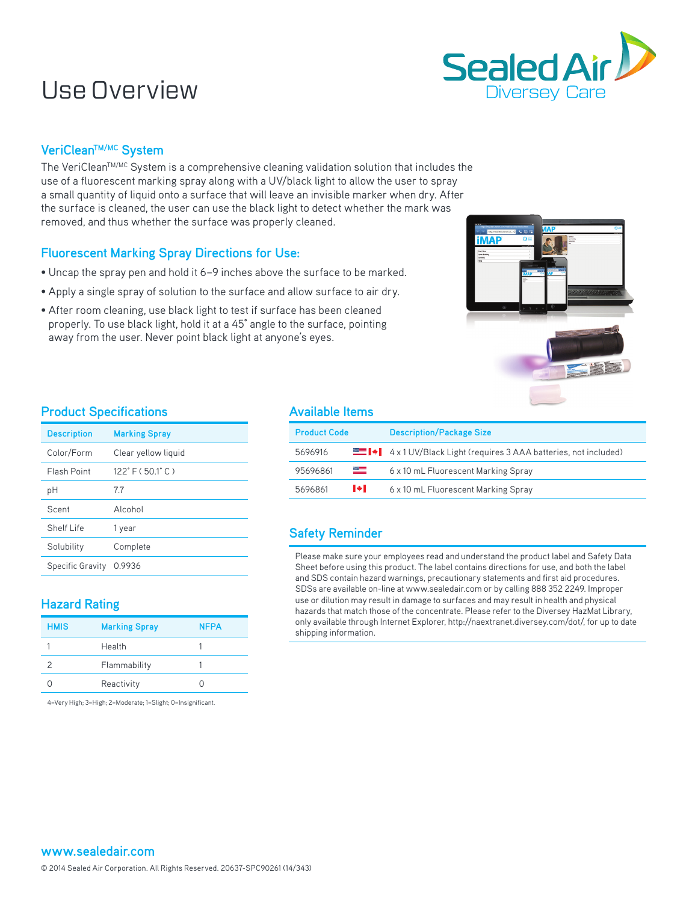# Use Overview

## VeriClean[TM/MC] System

The VeriClean[TM/MC] System is a comprehensive cleaning validation solution that includes the use of a fluorescent marking spray along with a UV/black light to allow the user to spray a small quantity of liquid onto a surface that will leave an invisible marker when dry. After the surface is cleaned, the user can use the black light to detect whether the mark was removed, and thus whether the surface was properly cleaned.

## Fluorescent Marking Spray Directions for Use:

- Uncap the spray pen and hold it 6–9 inches above the surface to be marked.
- Apply a single spray of solution to the surface and allow surface to air dry.
- After room cleaning, use black light to test if surface has been cleaned properly. To use black light, hold it at a 45˚ angle to the surface, pointing away from the user. Never point black light at anyone's eyes.

## Product Specifications

| Description | Marking Spray |
|---|---|
| Color/Form | Clear yellow liquid |
| Flash Point | 122˚ F ( 50.1˚ C ) |
| pH | 7.7 |
| Scent | Alcohol |
| Shelf Life | 1 year |
| Solubility | Complete |
| Specific Gravity | 0.9936 |

## Hazard Rating

| HMIS | Marking Spray | NFPA |
|---|---|---|
| 1 | Health | 1 |
| 2 | Flammability | 1 |
| 0 | Reactivity | 0 |

4=Very High; 3=High; 2=Moderate; 1=Slight; 0=Insignificant.

## Available Items

| Product Code | Description/Package Size |
|---|---|
| 5696916 | 4 x 1 UV/Black Light (requires 3 AAA batteries, not included) |
| 95696861 | 6 x 10 mL Fluorescent Marking Spray |
| 5696861 | 6 x 10 mL Fluorescent Marking Spray |

## Safety Reminder

Please make sure your employees read and understand the product label and Safety Data Sheet before using this product. The label contains directions for use, and both the label and SDS contain hazard warnings, precautionary statements and first aid procedures. SDSs are available on-line at www.sealedair.com or by calling 888 352 2249. Improper use or dilution may result in damage to surfaces and may result in health and physical hazards that match those of the concentrate. Please refer to the Diversey HazMat Library, only available through Internet Explorer, http://naextranet.diversey.com/dot/, for up to date shipping information.

www.sealedair.com

© 2014 Sealed Air Corporation. All Rights Reserved. 20637-SPC90261 (14/343)